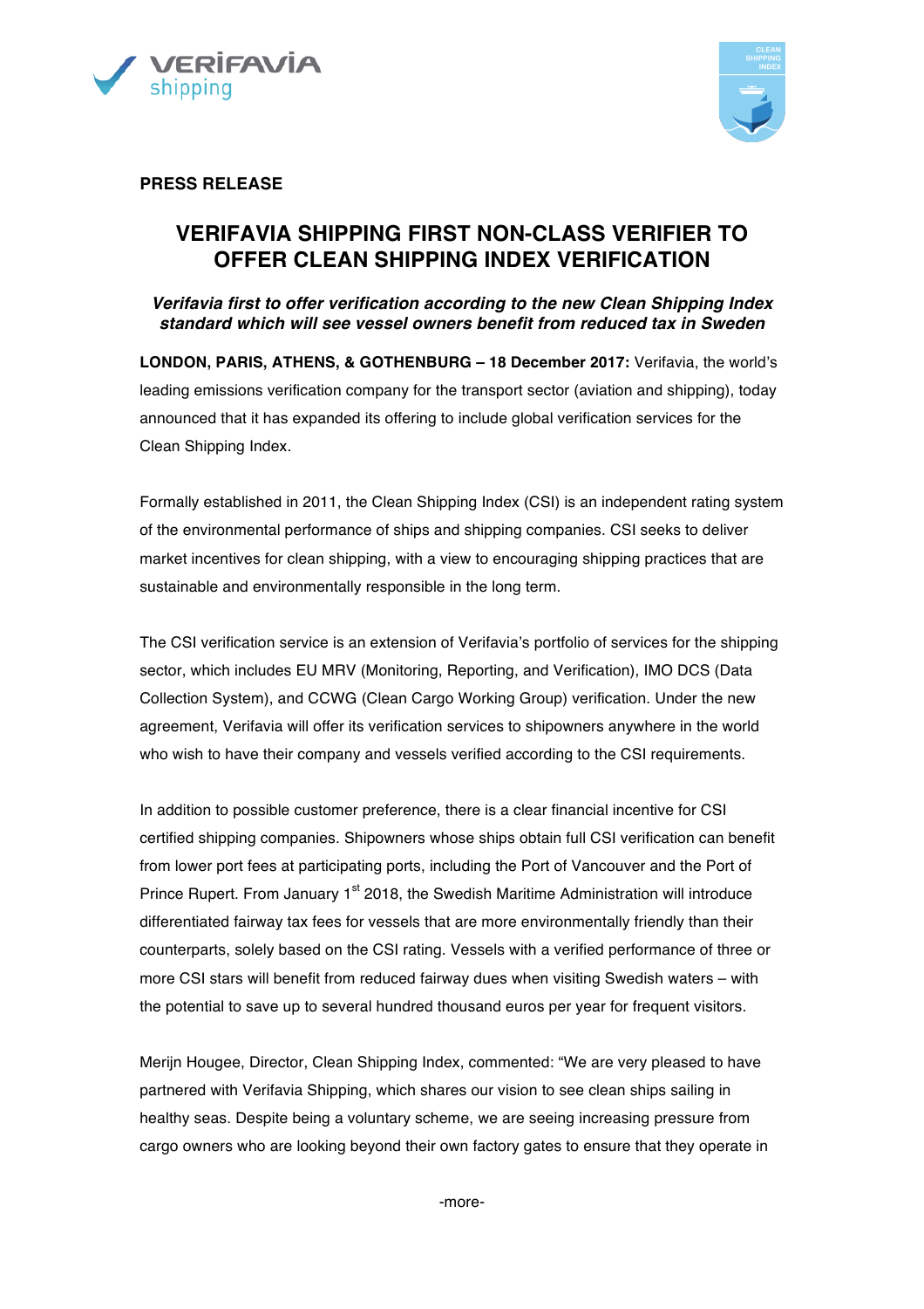**PRESS RELEASE**

# VERIFAVIA SHIPPING FIRST NON-CLASS VERIFIER TO OFFER CLEAN SHIPPING INDEX VERIFICATION

***Verifavia first to offer verification according to the new Clean Shipping Index standard which will see vessel owners benefit from reduced tax in Sweden***

**LONDON, PARIS, ATHENS, & GOTHENBURG – 18 December 2017:** Verifavia, the world's leading emissions verification company for the transport sector (aviation and shipping), today announced that it has expanded its offering to include global verification services for the Clean Shipping Index.

Formally established in 2011, the Clean Shipping Index (CSI) is an independent rating system of the environmental performance of ships and shipping companies. CSI seeks to deliver market incentives for clean shipping, with a view to encouraging shipping practices that are sustainable and environmentally responsible in the long term.

The CSI verification service is an extension of Verifavia's portfolio of services for the shipping sector, which includes EU MRV (Monitoring, Reporting, and Verification), IMO DCS (Data Collection System), and CCWG (Clean Cargo Working Group) verification. Under the new agreement, Verifavia will offer its verification services to shipowners anywhere in the world who wish to have their company and vessels verified according to the CSI requirements.

In addition to possible customer preference, there is a clear financial incentive for CSI certified shipping companies. Shipowners whose ships obtain full CSI verification can benefit from lower port fees at participating ports, including the Port of Vancouver and the Port of Prince Rupert. From January 1st 2018, the Swedish Maritime Administration will introduce differentiated fairway tax fees for vessels that are more environmentally friendly than their counterparts, solely based on the CSI rating. Vessels with a verified performance of three or more CSI stars will benefit from reduced fairway dues when visiting Swedish waters – with the potential to save up to several hundred thousand euros per year for frequent visitors.

Merijn Hougee, Director, Clean Shipping Index, commented: "We are very pleased to have partnered with Verifavia Shipping, which shares our vision to see clean ships sailing in healthy seas. Despite being a voluntary scheme, we are seeing increasing pressure from cargo owners who are looking beyond their own factory gates to ensure that they operate in

-more-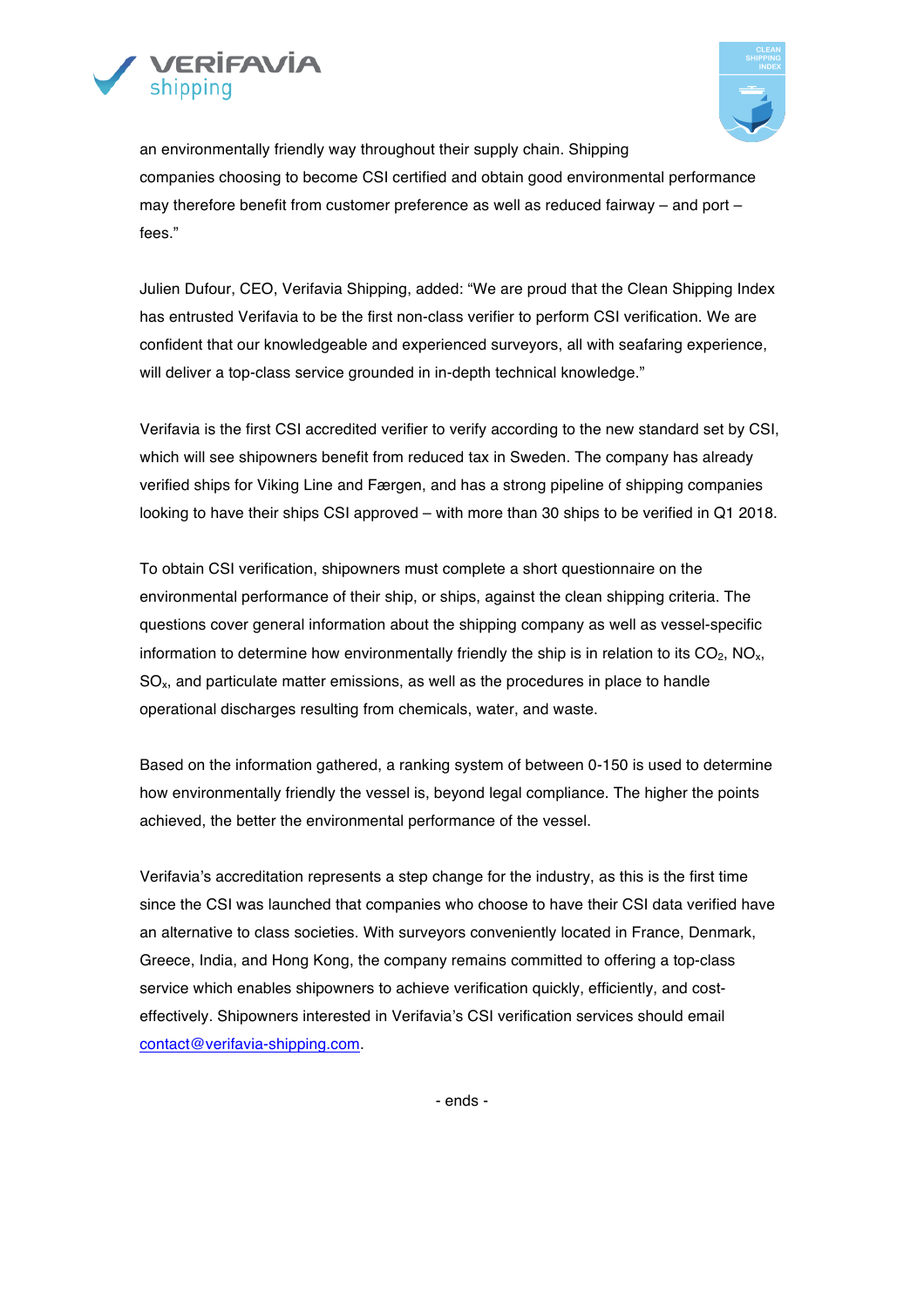an environmentally friendly way throughout their supply chain. Shipping companies choosing to become CSI certified and obtain good environmental performance may therefore benefit from customer preference as well as reduced fairway – and port – fees."

Julien Dufour, CEO, Verifavia Shipping, added: "We are proud that the Clean Shipping Index has entrusted Verifavia to be the first non-class verifier to perform CSI verification. We are confident that our knowledgeable and experienced surveyors, all with seafaring experience, will deliver a top-class service grounded in in-depth technical knowledge."

Verifavia is the first CSI accredited verifier to verify according to the new standard set by CSI, which will see shipowners benefit from reduced tax in Sweden. The company has already verified ships for Viking Line and Færgen, and has a strong pipeline of shipping companies looking to have their ships CSI approved – with more than 30 ships to be verified in Q1 2018.

To obtain CSI verification, shipowners must complete a short questionnaire on the environmental performance of their ship, or ships, against the clean shipping criteria. The questions cover general information about the shipping company as well as vessel-specific information to determine how environmentally friendly the ship is in relation to its $CO_2$, $NO_x$, $SO_x$, and particulate matter emissions, as well as the procedures in place to handle operational discharges resulting from chemicals, water, and waste.

Based on the information gathered, a ranking system of between 0-150 is used to determine how environmentally friendly the vessel is, beyond legal compliance. The higher the points achieved, the better the environmental performance of the vessel.

Verifavia's accreditation represents a step change for the industry, as this is the first time since the CSI was launched that companies who choose to have their CSI data verified have an alternative to class societies. With surveyors conveniently located in France, Denmark, Greece, India, and Hong Kong, the company remains committed to offering a top-class service which enables shipowners to achieve verification quickly, efficiently, and cost-effectively. Shipowners interested in Verifavia's CSI verification services should email contact@verifavia-shipping.com.

- ends -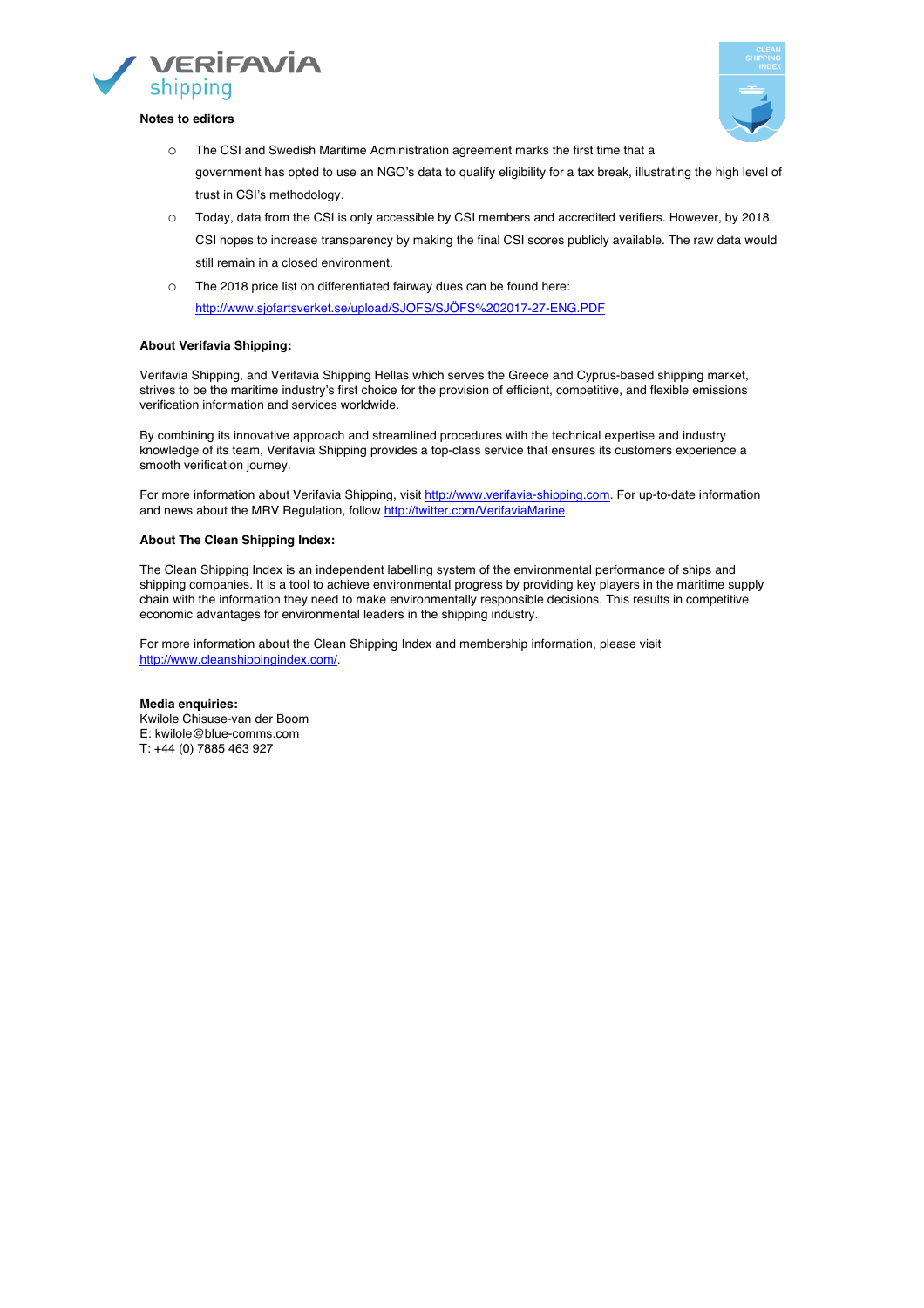**Notes to editors**

- The CSI and Swedish Maritime Administration agreement marks the first time that a government has opted to use an NGO's data to qualify eligibility for a tax break, illustrating the high level of trust in CSI's methodology.
- Today, data from the CSI is only accessible by CSI members and accredited verifiers. However, by 2018, CSI hopes to increase transparency by making the final CSI scores publicly available. The raw data would still remain in a closed environment.
- The 2018 price list on differentiated fairway dues can be found here: http://www.sjofartsverket.se/upload/SJOFS/SJÖFS%202017-27-ENG.PDF

**About Verifavia Shipping:**

Verifavia Shipping, and Verifavia Shipping Hellas which serves the Greece and Cyprus-based shipping market, strives to be the maritime industry's first choice for the provision of efficient, competitive, and flexible emissions verification information and services worldwide.

By combining its innovative approach and streamlined procedures with the technical expertise and industry knowledge of its team, Verifavia Shipping provides a top-class service that ensures its customers experience a smooth verification journey.

For more information about Verifavia Shipping, visit http://www.verifavia-shipping.com. For up-to-date information and news about the MRV Regulation, follow http://twitter.com/VerifaviaMarine.

**About The Clean Shipping Index:**

The Clean Shipping Index is an independent labelling system of the environmental performance of ships and shipping companies. It is a tool to achieve environmental progress by providing key players in the maritime supply chain with the information they need to make environmentally responsible decisions. This results in competitive economic advantages for environmental leaders in the shipping industry.

For more information about the Clean Shipping Index and membership information, please visit http://www.cleanshippingindex.com/.

**Media enquiries:**
Kwilole Chisuse-van der Boom
E: kwilole@blue-comms.com
T: +44 (0) 7885 463 927